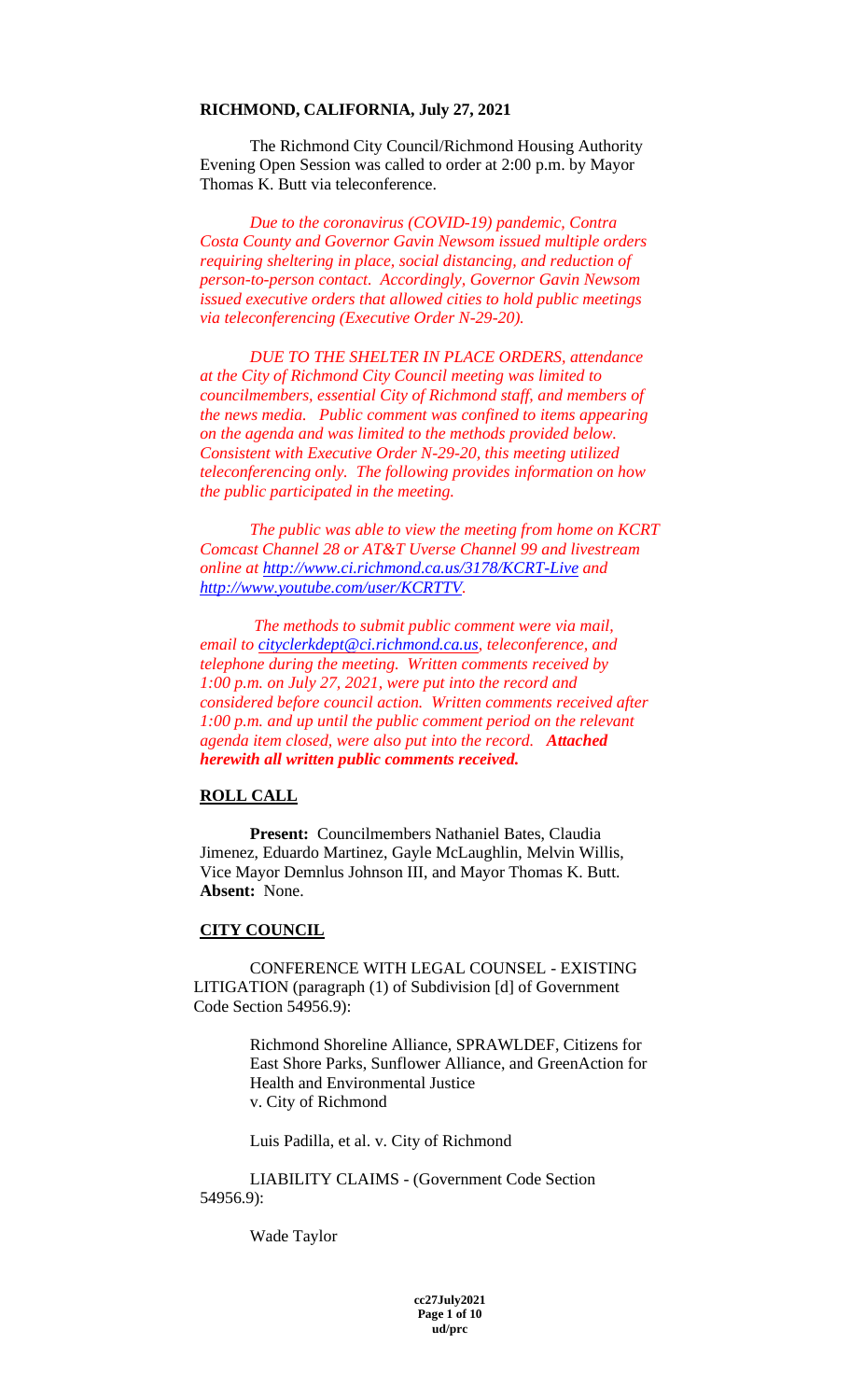**RICHMOND, CALIFORNIA, July 27, 2021**

The Richmond City Council/Richmond Housing Authority Evening Open Session was called to order at 2:00 p.m. by Mayor Thomas K. Butt via teleconference.

*Due to the coronavirus (COVID-19) pandemic, Contra Costa County and Governor Gavin Newsom issued multiple orders requiring sheltering in place, social distancing, and reduction of person-to-person contact. Accordingly, Governor Gavin Newsom issued executive orders that allowed cities to hold public meetings via teleconferencing (Executive Order N-29-20).*

*DUE TO THE SHELTER IN PLACE ORDERS, attendance at the City of Richmond City Council meeting was limited to councilmembers, essential City of Richmond staff, and members of the news media. Public comment was confined to items appearing on the agenda and was limited to the methods provided below. Consistent with Executive Order N-29-20, this meeting utilized teleconferencing only. The following provides information on how the public participated in the meeting.*

*The public was able to view the meeting from home on KCRT Comcast Channel 28 or AT&T Uverse Channel 99 and livestream online at [http://www.ci.richmond.ca.us/3178/KCRT-Live](http://www.ci.richmond.ca.us/3178/KCRT-Live) and [http://www.youtube.com/user/KCRTTV](http://www.youtube.com/user/KCRTTV).*

*The methods to submit public comment were via mail, email to [cityclerkdept@ci.richmond.ca.us](mailto:cityclerkdept@ci.richmond.ca.us), teleconference, and telephone during the meeting. Written comments received by 1:00 p.m. on July 27, 2021, were put into the record and considered before council action. Written comments received after 1:00 p.m. and up until the public comment period on the relevant agenda item closed, were also put into the record.* ***Attached herewith all written public comments received.***

## ROLL CALL

**Present:** Councilmembers Nathaniel Bates, Claudia Jimenez, Eduardo Martinez, Gayle McLaughlin, Melvin Willis, Vice Mayor Demnlus Johnson III, and Mayor Thomas K. Butt. **Absent:** None.

## CITY COUNCIL

CONFERENCE WITH LEGAL COUNSEL - EXISTING LITIGATION (paragraph (1) of Subdivision [d] of Government Code Section 54956.9):

> Richmond Shoreline Alliance, SPRAWLDEF, Citizens for East Shore Parks, Sunflower Alliance, and GreenAction for Health and Environmental Justice
> v. City of Richmond
>
> Luis Padilla, et al. v. City of Richmond

LIABILITY CLAIMS - (Government Code Section 54956.9):

> Wade Taylor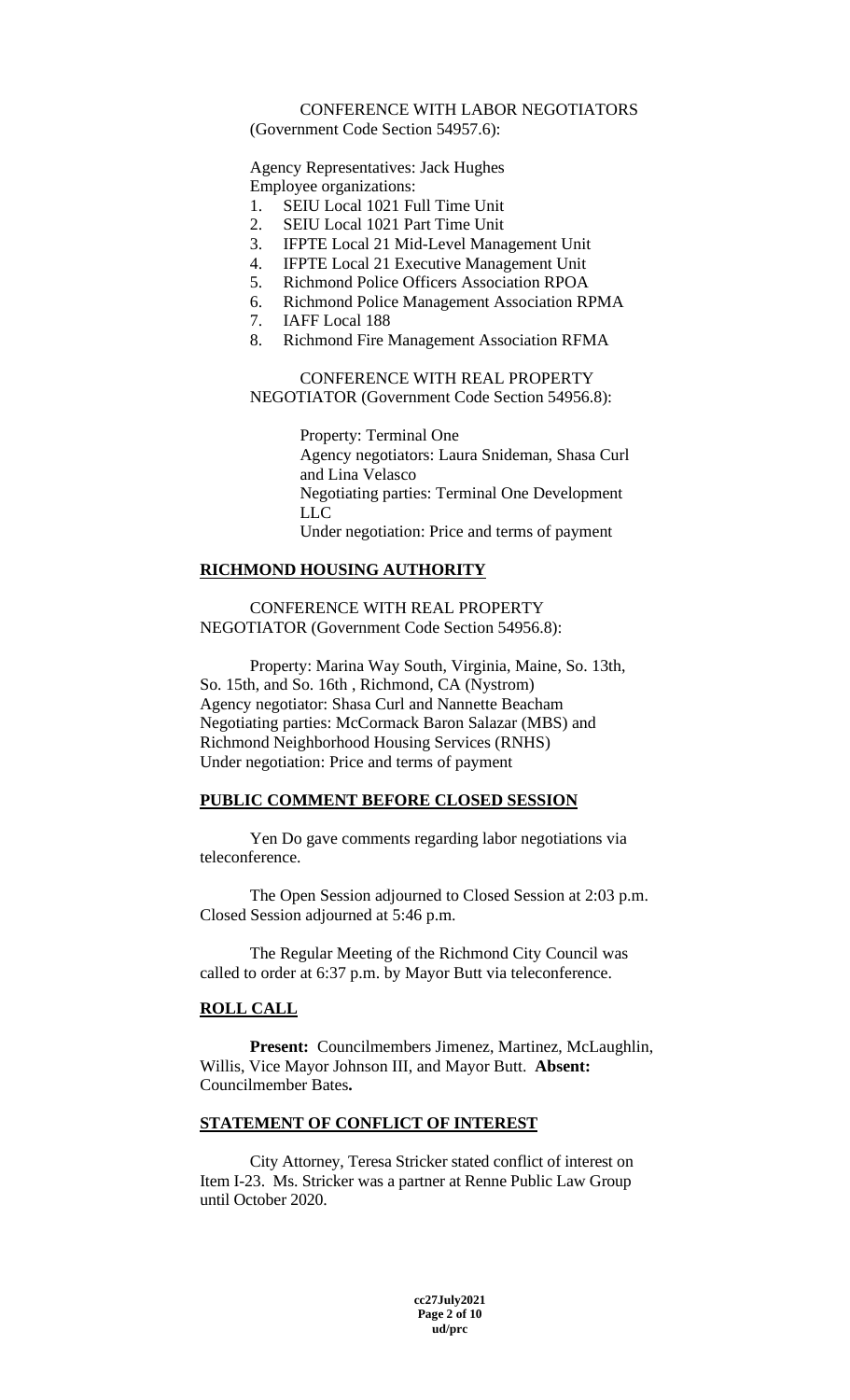CONFERENCE WITH LABOR NEGOTIATORS (Government Code Section 54957.6):

Agency Representatives: Jack Hughes
Employee organizations:

1. SEIU Local 1021 Full Time Unit
2. SEIU Local 1021 Part Time Unit
3. IFPTE Local 21 Mid-Level Management Unit
4. IFPTE Local 21 Executive Management Unit
5. Richmond Police Officers Association RPOA
6. Richmond Police Management Association RPMA
7. IAFF Local 188
8. Richmond Fire Management Association RFMA

CONFERENCE WITH REAL PROPERTY NEGOTIATOR (Government Code Section 54956.8):

Property: Terminal One
Agency negotiators: Laura Snideman, Shasa Curl and Lina Velasco
Negotiating parties: Terminal One Development LLC
Under negotiation: Price and terms of payment

## RICHMOND HOUSING AUTHORITY

CONFERENCE WITH REAL PROPERTY NEGOTIATOR (Government Code Section 54956.8):

Property: Marina Way South, Virginia, Maine, So. 13th, So. 15th, and So. 16th , Richmond, CA (Nystrom)
Agency negotiator: Shasa Curl and Nannette Beacham
Negotiating parties: McCormack Baron Salazar (MBS) and Richmond Neighborhood Housing Services (RNHS)
Under negotiation: Price and terms of payment

## PUBLIC COMMENT BEFORE CLOSED SESSION

Yen Do gave comments regarding labor negotiations via teleconference.

The Open Session adjourned to Closed Session at 2:03 p.m. Closed Session adjourned at 5:46 p.m.

The Regular Meeting of the Richmond City Council was called to order at 6:37 p.m. by Mayor Butt via teleconference.

## ROLL CALL

**Present:** Councilmembers Jimenez, Martinez, McLaughlin, Willis, Vice Mayor Johnson III, and Mayor Butt. **Absent:** Councilmember Bates**.**

## STATEMENT OF CONFLICT OF INTEREST

City Attorney, Teresa Stricker stated conflict of interest on Item I-23. Ms. Stricker was a partner at Renne Public Law Group until October 2020.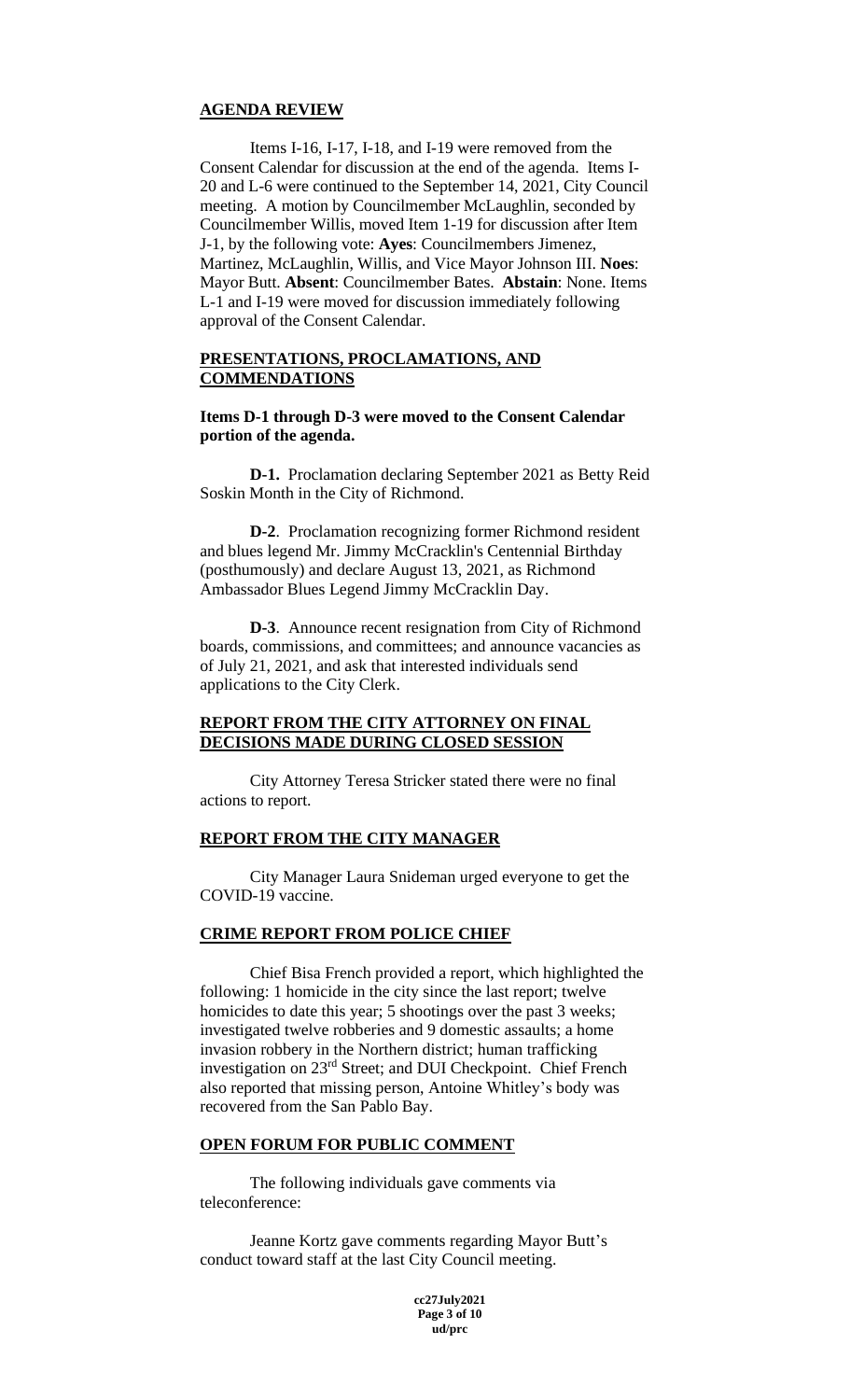## AGENDA REVIEW

Items I-16, I-17, I-18, and I-19 were removed from the Consent Calendar for discussion at the end of the agenda. Items I-20 and L-6 were continued to the September 14, 2021, City Council meeting. A motion by Councilmember McLaughlin, seconded by Councilmember Willis, moved Item 1-19 for discussion after Item J-1, by the following vote: **Ayes**: Councilmembers Jimenez, Martinez, McLaughlin, Willis, and Vice Mayor Johnson III. **Noes**: Mayor Butt. **Absent**: Councilmember Bates. **Abstain**: None. Items L-1 and I-19 were moved for discussion immediately following approval of the Consent Calendar.

## PRESENTATIONS, PROCLAMATIONS, AND COMMENDATIONS

**Items D-1 through D-3 were moved to the Consent Calendar portion of the agenda.**

**D-1.** Proclamation declaring September 2021 as Betty Reid Soskin Month in the City of Richmond.

**D-2**. Proclamation recognizing former Richmond resident and blues legend Mr. Jimmy McCracklin's Centennial Birthday (posthumously) and declare August 13, 2021, as Richmond Ambassador Blues Legend Jimmy McCracklin Day.

**D-3**. Announce recent resignation from City of Richmond boards, commissions, and committees; and announce vacancies as of July 21, 2021, and ask that interested individuals send applications to the City Clerk.

## REPORT FROM THE CITY ATTORNEY ON FINAL DECISIONS MADE DURING CLOSED SESSION

City Attorney Teresa Stricker stated there were no final actions to report.

## REPORT FROM THE CITY MANAGER

City Manager Laura Snideman urged everyone to get the COVID-19 vaccine.

## CRIME REPORT FROM POLICE CHIEF

Chief Bisa French provided a report, which highlighted the following: 1 homicide in the city since the last report; twelve homicides to date this year; 5 shootings over the past 3 weeks; investigated twelve robberies and 9 domestic assaults; a home invasion robbery in the Northern district; human trafficking investigation on 23rd Street; and DUI Checkpoint. Chief French also reported that missing person, Antoine Whitley's body was recovered from the San Pablo Bay.

## OPEN FORUM FOR PUBLIC COMMENT

The following individuals gave comments via teleconference:

Jeanne Kortz gave comments regarding Mayor Butt's conduct toward staff at the last City Council meeting.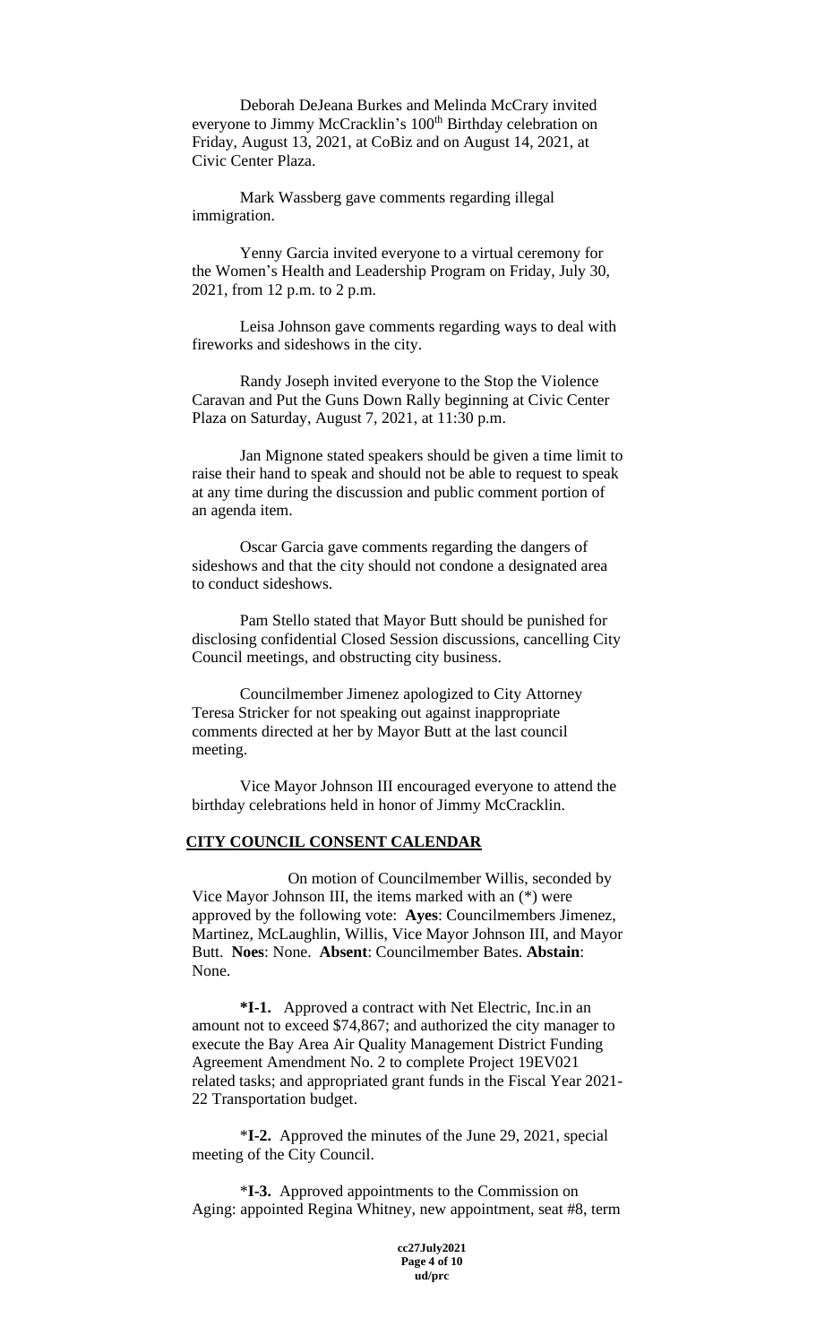Deborah DeJeana Burkes and Melinda McCrary invited everyone to Jimmy McCracklin's 100th Birthday celebration on Friday, August 13, 2021, at CoBiz and on August 14, 2021, at Civic Center Plaza.

Mark Wassberg gave comments regarding illegal immigration.

Yenny Garcia invited everyone to a virtual ceremony for the Women's Health and Leadership Program on Friday, July 30, 2021, from 12 p.m. to 2 p.m.

Leisa Johnson gave comments regarding ways to deal with fireworks and sideshows in the city.

Randy Joseph invited everyone to the Stop the Violence Caravan and Put the Guns Down Rally beginning at Civic Center Plaza on Saturday, August 7, 2021, at 11:30 p.m.

Jan Mignone stated speakers should be given a time limit to raise their hand to speak and should not be able to request to speak at any time during the discussion and public comment portion of an agenda item.

Oscar Garcia gave comments regarding the dangers of sideshows and that the city should not condone a designated area to conduct sideshows.

Pam Stello stated that Mayor Butt should be punished for disclosing confidential Closed Session discussions, cancelling City Council meetings, and obstructing city business.

Councilmember Jimenez apologized to City Attorney Teresa Stricker for not speaking out against inappropriate comments directed at her by Mayor Butt at the last council meeting.

Vice Mayor Johnson III encouraged everyone to attend the birthday celebrations held in honor of Jimmy McCracklin.

## CITY COUNCIL CONSENT CALENDAR

On motion of Councilmember Willis, seconded by Vice Mayor Johnson III, the items marked with an (*) were approved by the following vote: **Ayes**: Councilmembers Jimenez, Martinez, McLaughlin, Willis, Vice Mayor Johnson III, and Mayor Butt. **Noes**: None. **Absent**: Councilmember Bates. **Abstain**: None.

***I-1.** Approved a contract with Net Electric, Inc.in an amount not to exceed $74,867; and authorized the city manager to execute the Bay Area Air Quality Management District Funding Agreement Amendment No. 2 to complete Project 19EV021 related tasks; and appropriated grant funds in the Fiscal Year 2021-22 Transportation budget.

***I-2.** Approved the minutes of the June 29, 2021, special meeting of the City Council.

***I-3.** Approved appointments to the Commission on Aging: appointed Regina Whitney, new appointment, seat #8, term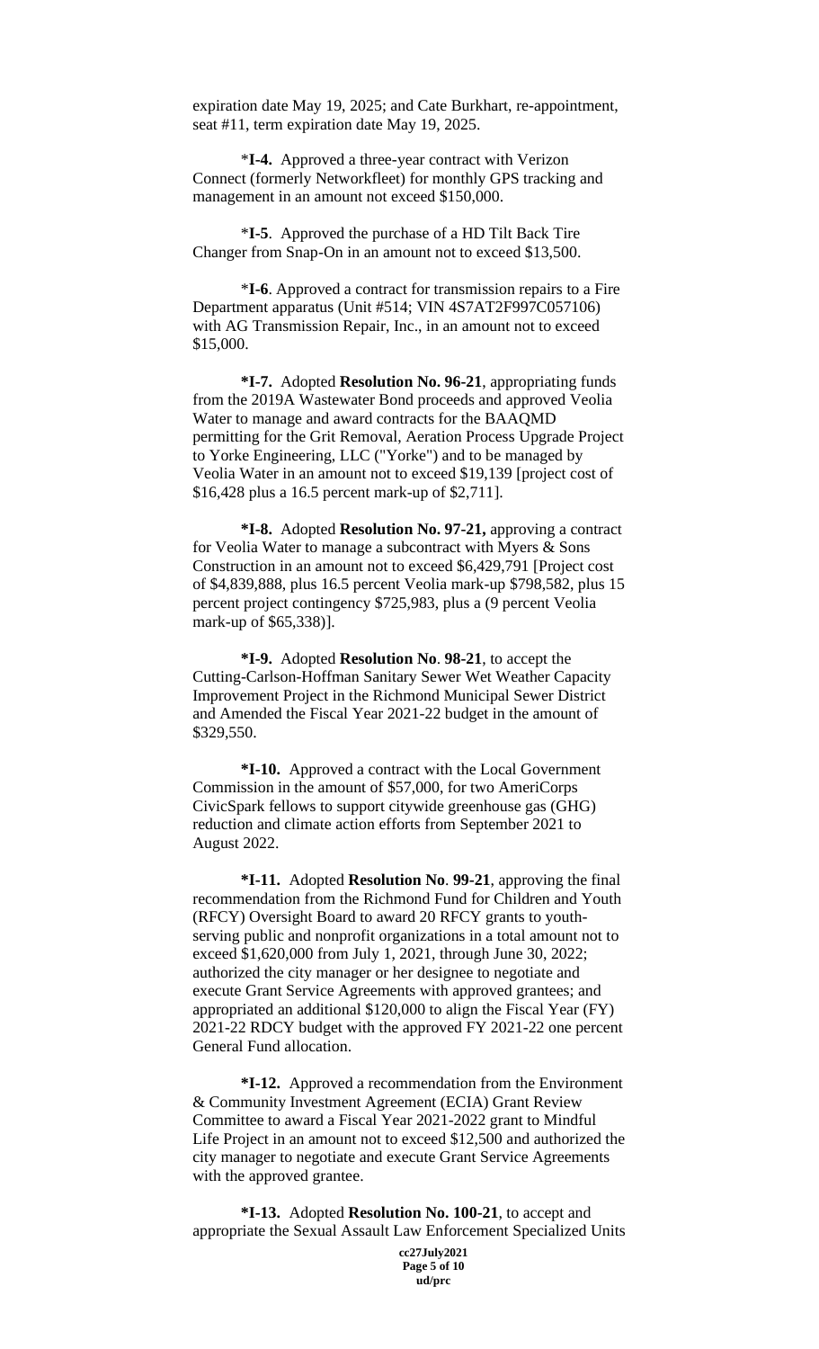expiration date May 19, 2025; and Cate Burkhart, re-appointment, seat #11, term expiration date May 19, 2025.

*I-4.** Approved a three-year contract with Verizon Connect (formerly Networkfleet) for monthly GPS tracking and management in an amount not exceed $150,000.

*I-5**. Approved the purchase of a HD Tilt Back Tire Changer from Snap-On in an amount not to exceed $13,500.

*I-6**. Approved a contract for transmission repairs to a Fire Department apparatus (Unit #514; VIN 4S7AT2F997C057106) with AG Transmission Repair, Inc., in an amount not to exceed $15,000.

**\*I-7.** Adopted **Resolution No. 96-21**, appropriating funds from the 2019A Wastewater Bond proceeds and approved Veolia Water to manage and award contracts for the BAAQMD permitting for the Grit Removal, Aeration Process Upgrade Project to Yorke Engineering, LLC ("Yorke") and to be managed by Veolia Water in an amount not to exceed $19,139 [project cost of $16,428 plus a 16.5 percent mark-up of $2,711].

**\*I-8.** Adopted **Resolution No. 97-21,** approving a contract for Veolia Water to manage a subcontract with Myers & Sons Construction in an amount not to exceed $6,429,791 [Project cost of $4,839,888, plus 16.5 percent Veolia mark-up $798,582, plus 15 percent project contingency $725,983, plus a (9 percent Veolia mark-up of $65,338)].

**\*I-9.** Adopted **Resolution No**. **98-21**, to accept the Cutting-Carlson-Hoffman Sanitary Sewer Wet Weather Capacity Improvement Project in the Richmond Municipal Sewer District and Amended the Fiscal Year 2021-22 budget in the amount of $329,550.

**\*I-10.** Approved a contract with the Local Government Commission in the amount of $57,000, for two AmeriCorps CivicSpark fellows to support citywide greenhouse gas (GHG) reduction and climate action efforts from September 2021 to August 2022.

**\*I-11.** Adopted **Resolution No**. **99-21**, approving the final recommendation from the Richmond Fund for Children and Youth (RFCY) Oversight Board to award 20 RFCY grants to youth-serving public and nonprofit organizations in a total amount not to exceed $1,620,000 from July 1, 2021, through June 30, 2022; authorized the city manager or her designee to negotiate and execute Grant Service Agreements with approved grantees; and appropriated an additional $120,000 to align the Fiscal Year (FY) 2021-22 RDCY budget with the approved FY 2021-22 one percent General Fund allocation.

**\*I-12.** Approved a recommendation from the Environment & Community Investment Agreement (ECIA) Grant Review Committee to award a Fiscal Year 2021-2022 grant to Mindful Life Project in an amount not to exceed $12,500 and authorized the city manager to negotiate and execute Grant Service Agreements with the approved grantee.

**\*I-13.** Adopted **Resolution No. 100-21**, to accept and appropriate the Sexual Assault Law Enforcement Specialized Units

**cc27July2021**
**ud/prc**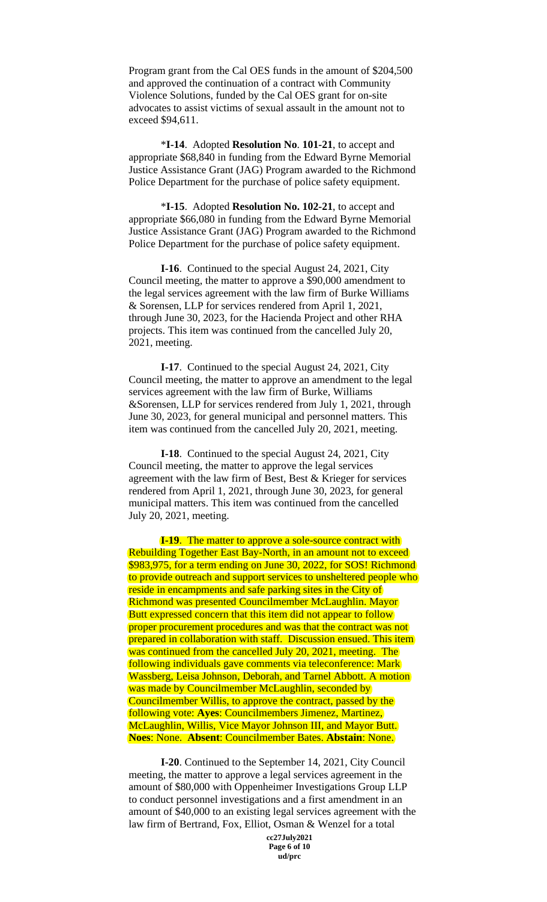Program grant from the Cal OES funds in the amount of $204,500 and approved the continuation of a contract with Community Violence Solutions, funded by the Cal OES grant for on-site advocates to assist victims of sexual assault in the amount not to exceed $94,611.

*I-14. Adopted **Resolution No. 101-21**, to accept and appropriate $68,840 in funding from the Edward Byrne Memorial Justice Assistance Grant (JAG) Program awarded to the Richmond Police Department for the purchase of police safety equipment.

*I-15. Adopted **Resolution No. 102-21**, to accept and appropriate $66,080 in funding from the Edward Byrne Memorial Justice Assistance Grant (JAG) Program awarded to the Richmond Police Department for the purchase of police safety equipment.

**I-16**. Continued to the special August 24, 2021, City Council meeting, the matter to approve a $90,000 amendment to the legal services agreement with the law firm of Burke Williams & Sorensen, LLP for services rendered from April 1, 2021, through June 30, 2023, for the Hacienda Project and other RHA projects. This item was continued from the cancelled July 20, 2021, meeting.

**I-17**. Continued to the special August 24, 2021, City Council meeting, the matter to approve an amendment to the legal services agreement with the law firm of Burke, Williams &Sorensen, LLP for services rendered from July 1, 2021, through June 30, 2023, for general municipal and personnel matters. This item was continued from the cancelled July 20, 2021, meeting.

**I-18**. Continued to the special August 24, 2021, City Council meeting, the matter to approve the legal services agreement with the law firm of Best, Best & Krieger for services rendered from April 1, 2021, through June 30, 2023, for general municipal matters. This item was continued from the cancelled July 20, 2021, meeting.

**I-19**. The matter to approve a sole-source contract with Rebuilding Together East Bay-North, in an amount not to exceed $983,975, for a term ending on June 30, 2022, for SOS! Richmond to provide outreach and support services to unsheltered people who reside in encampments and safe parking sites in the City of Richmond was presented Councilmember McLaughlin. Mayor Butt expressed concern that this item did not appear to follow proper procurement procedures and was that the contract was not prepared in collaboration with staff. Discussion ensued. This item was continued from the cancelled July 20, 2021, meeting. The following individuals gave comments via teleconference: Mark Wassberg, Leisa Johnson, Deborah, and Tarnel Abbott. A motion was made by Councilmember McLaughlin, seconded by Councilmember Willis, to approve the contract, passed by the following vote: **Ayes**: Councilmembers Jimenez, Martinez, McLaughlin, Willis, Vice Mayor Johnson III, and Mayor Butt. **Noes**: None. **Absent**: Councilmember Bates. **Abstain**: None.

**I-20**. Continued to the September 14, 2021, City Council meeting, the matter to approve a legal services agreement in the amount of $80,000 with Oppenheimer Investigations Group LLP to conduct personnel investigations and a first amendment in an amount of $40,000 to an existing legal services agreement with the law firm of Bertrand, Fox, Elliot, Osman & Wenzel for a total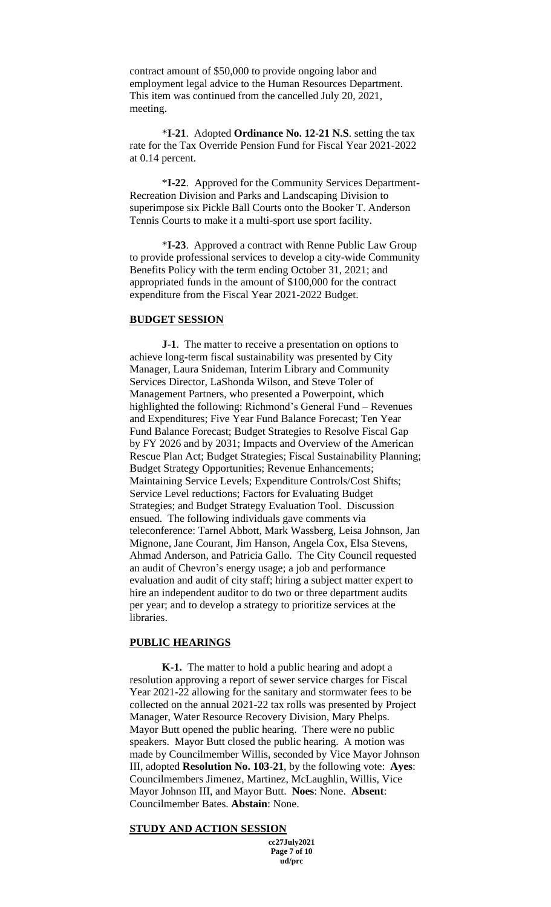contract amount of $50,000 to provide ongoing labor and employment legal advice to the Human Resources Department. This item was continued from the cancelled July 20, 2021, meeting.

*I-21. Adopted **Ordinance No. 12-21 N.S**. setting the tax rate for the Tax Override Pension Fund for Fiscal Year 2021-2022 at 0.14 percent.

*I-22. Approved for the Community Services Department-Recreation Division and Parks and Landscaping Division to superimpose six Pickle Ball Courts onto the Booker T. Anderson Tennis Courts to make it a multi-sport use sport facility.

*I-23. Approved a contract with Renne Public Law Group to provide professional services to develop a city-wide Community Benefits Policy with the term ending October 31, 2021; and appropriated funds in the amount of $100,000 for the contract expenditure from the Fiscal Year 2021-2022 Budget.

**BUDGET SESSION**

**J-1**. The matter to receive a presentation on options to achieve long-term fiscal sustainability was presented by City Manager, Laura Snideman, Interim Library and Community Services Director, LaShonda Wilson, and Steve Toler of Management Partners, who presented a Powerpoint, which highlighted the following: Richmond's General Fund – Revenues and Expenditures; Five Year Fund Balance Forecast; Ten Year Fund Balance Forecast; Budget Strategies to Resolve Fiscal Gap by FY 2026 and by 2031; Impacts and Overview of the American Rescue Plan Act; Budget Strategies; Fiscal Sustainability Planning; Budget Strategy Opportunities; Revenue Enhancements; Maintaining Service Levels; Expenditure Controls/Cost Shifts; Service Level reductions; Factors for Evaluating Budget Strategies; and Budget Strategy Evaluation Tool. Discussion ensued. The following individuals gave comments via teleconference: Tarnel Abbott, Mark Wassberg, Leisa Johnson, Jan Mignone, Jane Courant, Jim Hanson, Angela Cox, Elsa Stevens, Ahmad Anderson, and Patricia Gallo. The City Council requested an audit of Chevron's energy usage; a job and performance evaluation and audit of city staff; hiring a subject matter expert to hire an independent auditor to do two or three department audits per year; and to develop a strategy to prioritize services at the libraries.

**PUBLIC HEARINGS**

**K-1.** The matter to hold a public hearing and adopt a resolution approving a report of sewer service charges for Fiscal Year 2021-22 allowing for the sanitary and stormwater fees to be collected on the annual 2021-22 tax rolls was presented by Project Manager, Water Resource Recovery Division, Mary Phelps. Mayor Butt opened the public hearing. There were no public speakers. Mayor Butt closed the public hearing. A motion was made by Councilmember Willis, seconded by Vice Mayor Johnson III, adopted **Resolution No. 103-21**, by the following vote: **Ayes**: Councilmembers Jimenez, Martinez, McLaughlin, Willis, Vice Mayor Johnson III, and Mayor Butt. **Noes**: None. **Absent**: Councilmember Bates. **Abstain**: None.

**STUDY AND ACTION SESSION**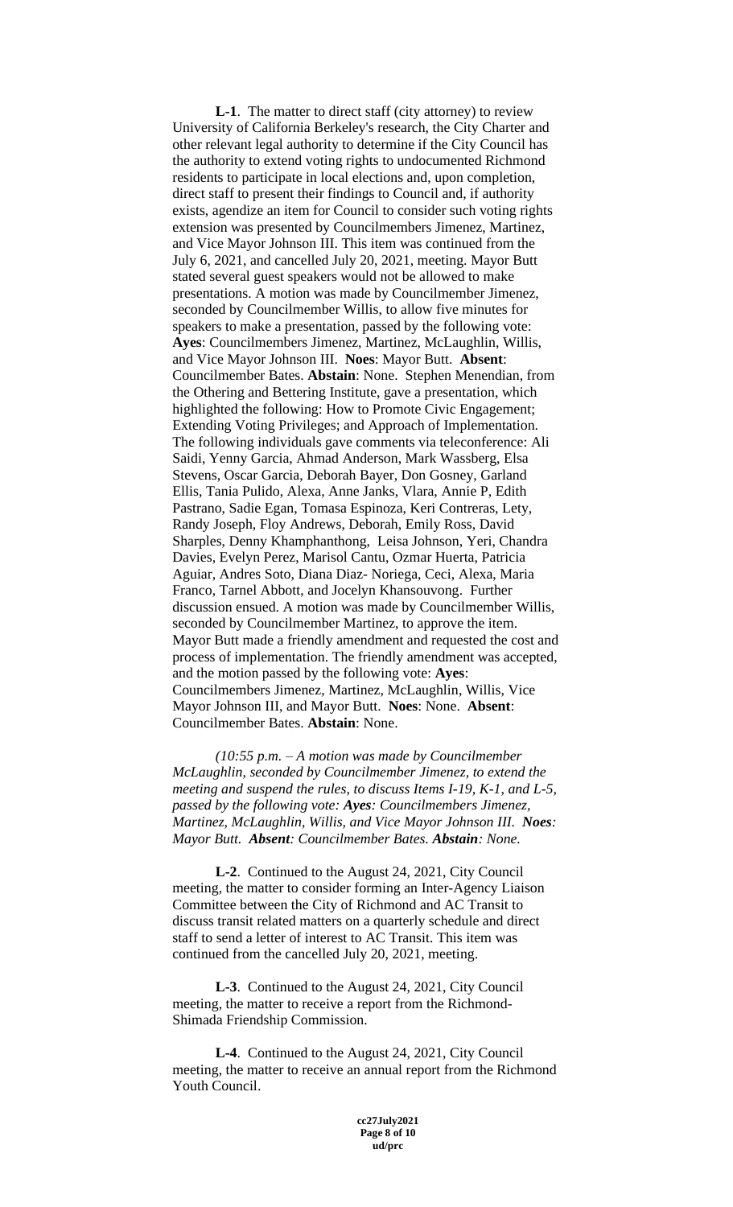**L-1**. The matter to direct staff (city attorney) to review University of California Berkeley's research, the City Charter and other relevant legal authority to determine if the City Council has the authority to extend voting rights to undocumented Richmond residents to participate in local elections and, upon completion, direct staff to present their findings to Council and, if authority exists, agendize an item for Council to consider such voting rights extension was presented by Councilmembers Jimenez, Martinez, and Vice Mayor Johnson III. This item was continued from the July 6, 2021, and cancelled July 20, 2021, meeting. Mayor Butt stated several guest speakers would not be allowed to make presentations. A motion was made by Councilmember Jimenez, seconded by Councilmember Willis, to allow five minutes for speakers to make a presentation, passed by the following vote: **Ayes**: Councilmembers Jimenez, Martinez, McLaughlin, Willis, and Vice Mayor Johnson III. **Noes**: Mayor Butt. **Absent**: Councilmember Bates. **Abstain**: None. Stephen Menendian, from the Othering and Bettering Institute, gave a presentation, which highlighted the following: How to Promote Civic Engagement; Extending Voting Privileges; and Approach of Implementation. The following individuals gave comments via teleconference: Ali Saidi, Yenny Garcia, Ahmad Anderson, Mark Wassberg, Elsa Stevens, Oscar Garcia, Deborah Bayer, Don Gosney, Garland Ellis, Tania Pulido, Alexa, Anne Janks, Vlara, Annie P, Edith Pastrano, Sadie Egan, Tomasa Espinoza, Keri Contreras, Lety, Randy Joseph, Floy Andrews, Deborah, Emily Ross, David Sharples, Denny Khamphanthong, Leisa Johnson, Yeri, Chandra Davies, Evelyn Perez, Marisol Cantu, Ozmar Huerta, Patricia Aguiar, Andres Soto, Diana Diaz- Noriega, Ceci, Alexa, Maria Franco, Tarnel Abbott, and Jocelyn Khansouvong. Further discussion ensued. A motion was made by Councilmember Willis, seconded by Councilmember Martinez, to approve the item. Mayor Butt made a friendly amendment and requested the cost and process of implementation. The friendly amendment was accepted, and the motion passed by the following vote: **Ayes**: Councilmembers Jimenez, Martinez, McLaughlin, Willis, Vice Mayor Johnson III, and Mayor Butt. **Noes**: None. **Absent**: Councilmember Bates. **Abstain**: None.

*(10:55 p.m. – A motion was made by Councilmember McLaughlin, seconded by Councilmember Jimenez, to extend the meeting and suspend the rules, to discuss Items I-19, K-1, and L-5, passed by the following vote: **Ayes**: Councilmembers Jimenez, Martinez, McLaughlin, Willis, and Vice Mayor Johnson III. **Noes**: Mayor Butt. **Absent**: Councilmember Bates. **Abstain**: None.*

**L-2**. Continued to the August 24, 2021, City Council meeting, the matter to consider forming an Inter-Agency Liaison Committee between the City of Richmond and AC Transit to discuss transit related matters on a quarterly schedule and direct staff to send a letter of interest to AC Transit. This item was continued from the cancelled July 20, 2021, meeting.

**L-3**. Continued to the August 24, 2021, City Council meeting, the matter to receive a report from the Richmond-Shimada Friendship Commission.

**L-4**. Continued to the August 24, 2021, City Council meeting, the matter to receive an annual report from the Richmond Youth Council.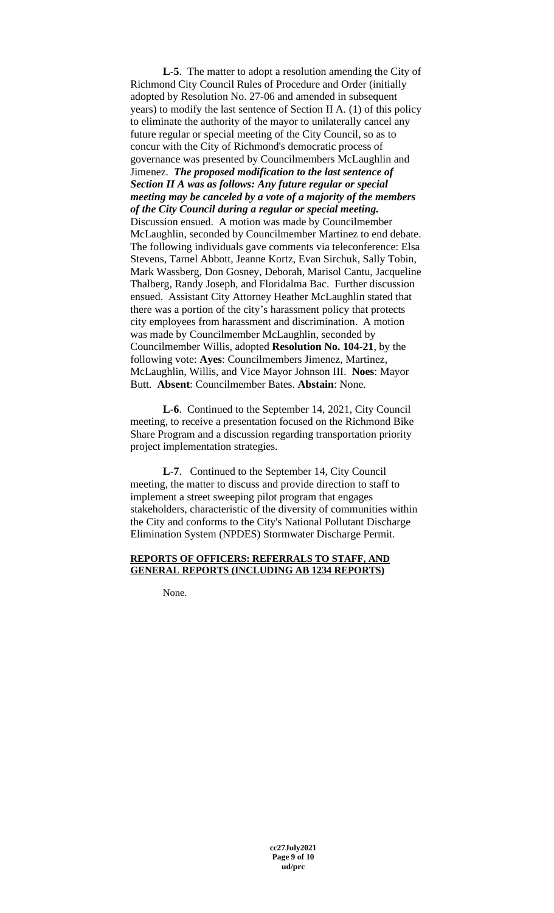**L-5**. The matter to adopt a resolution amending the City of Richmond City Council Rules of Procedure and Order (initially adopted by Resolution No. 27-06 and amended in subsequent years) to modify the last sentence of Section II A. (1) of this policy to eliminate the authority of the mayor to unilaterally cancel any future regular or special meeting of the City Council, so as to concur with the City of Richmond's democratic process of governance was presented by Councilmembers McLaughlin and Jimenez. ***The proposed modification to the last sentence of Section II A was as follows: Any future regular or special meeting may be canceled by a vote of a majority of the members of the City Council during a regular or special meeting.*** Discussion ensued. A motion was made by Councilmember McLaughlin, seconded by Councilmember Martinez to end debate. The following individuals gave comments via teleconference: Elsa Stevens, Tarnel Abbott, Jeanne Kortz, Evan Sirchuk, Sally Tobin, Mark Wassberg, Don Gosney, Deborah, Marisol Cantu, Jacqueline Thalberg, Randy Joseph, and Floridalma Bac. Further discussion ensued. Assistant City Attorney Heather McLaughlin stated that there was a portion of the city's harassment policy that protects city employees from harassment and discrimination. A motion was made by Councilmember McLaughlin, seconded by Councilmember Willis, adopted **Resolution No. 104-21**, by the following vote: **Ayes**: Councilmembers Jimenez, Martinez, McLaughlin, Willis, and Vice Mayor Johnson III. **Noes**: Mayor Butt. **Absent**: Councilmember Bates. **Abstain**: None.

**L-6**. Continued to the September 14, 2021, City Council meeting, to receive a presentation focused on the Richmond Bike Share Program and a discussion regarding transportation priority project implementation strategies.

**L-7**. Continued to the September 14, City Council meeting, the matter to discuss and provide direction to staff to implement a street sweeping pilot program that engages stakeholders, characteristic of the diversity of communities within the City and conforms to the City's National Pollutant Discharge Elimination System (NPDES) Stormwater Discharge Permit.

**REPORTS OF OFFICERS: REFERRALS TO STAFF, AND GENERAL REPORTS (INCLUDING AB 1234 REPORTS)**

None.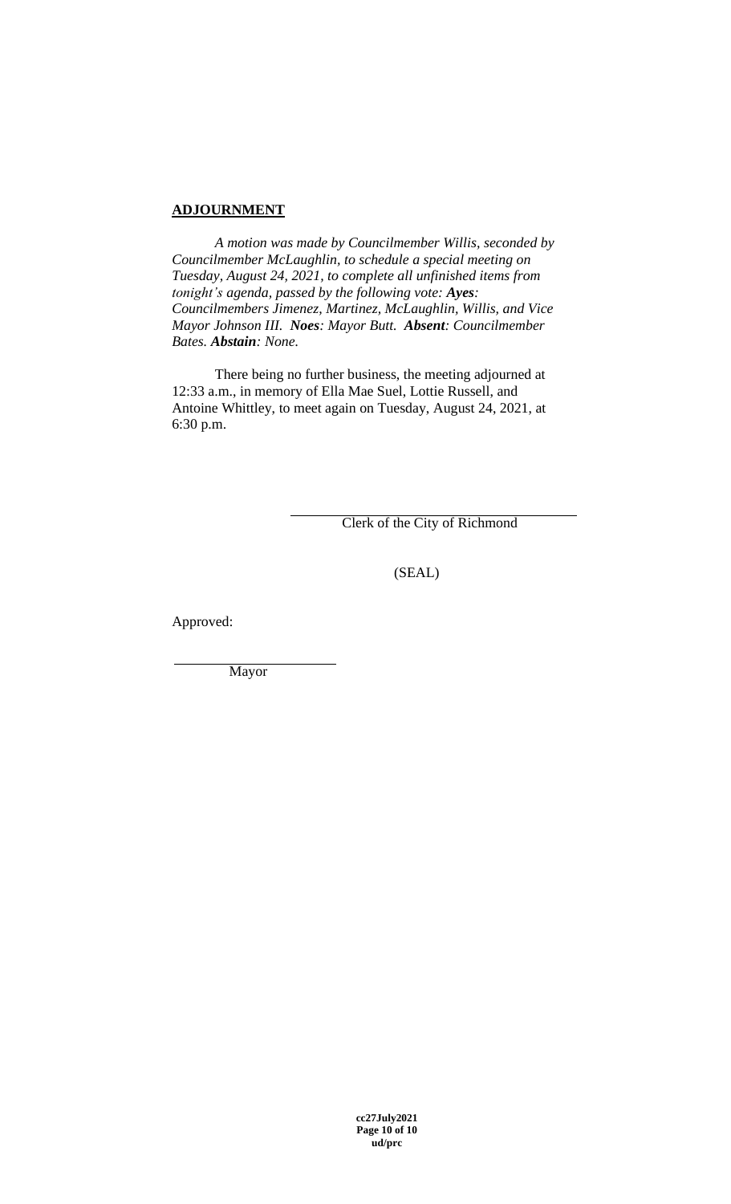**ADJOURNMENT**

*A motion was made by Councilmember Willis, seconded by Councilmember McLaughlin, to schedule a special meeting on Tuesday, August 24, 2021, to complete all unfinished items from tonight's agenda, passed by the following vote: **Ayes**: Councilmembers Jimenez, Martinez, McLaughlin, Willis, and Vice Mayor Johnson III. **Noes**: Mayor Butt. **Absent**: Councilmember Bates. **Abstain**: None.*

There being no further business, the meeting adjourned at 12:33 a.m., in memory of Ella Mae Suel, Lottie Russell, and Antoine Whittley, to meet again on Tuesday, August 24, 2021, at 6:30 p.m.

Clerk of the City of Richmond

(SEAL)

Approved:

Mayor

**cc27July2021**
**ud/prc**